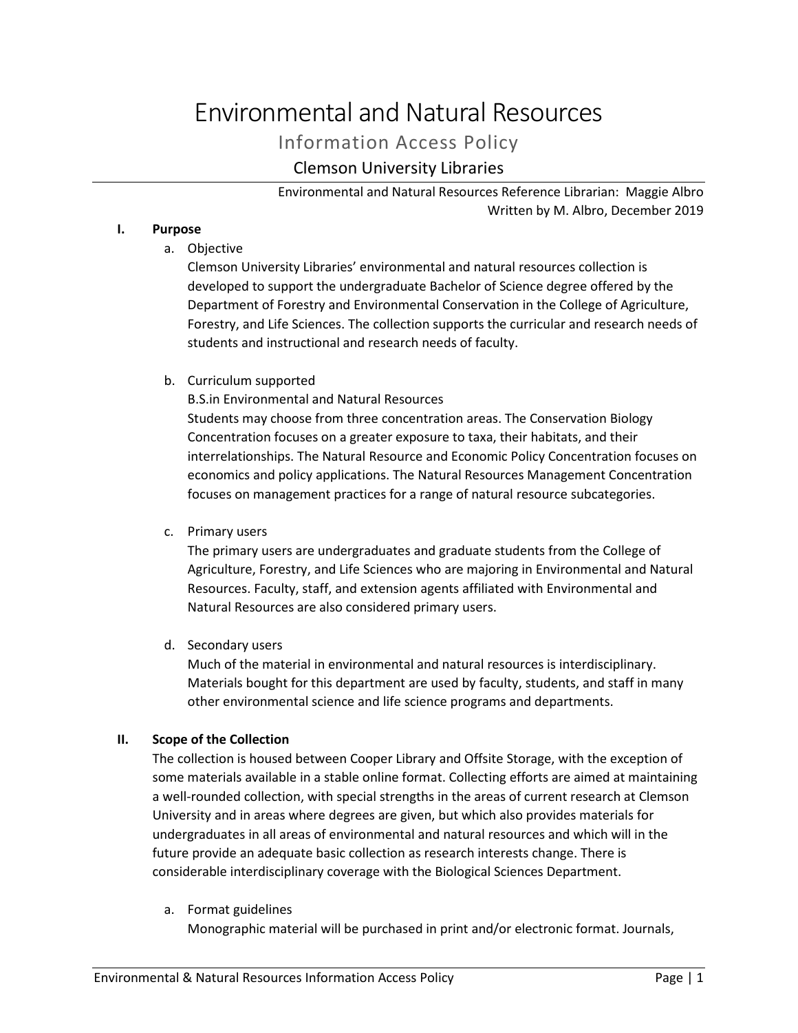# Environmental and Natural Resources

## Information Access Policy

### Clemson University Libraries

Environmental and Natural Resources Reference Librarian: Maggie Albro
Written by M. Albro, December 2019

**I. Purpose**

a. Objective

Clemson University Libraries' environmental and natural resources collection is developed to support the undergraduate Bachelor of Science degree offered by the Department of Forestry and Environmental Conservation in the College of Agriculture, Forestry, and Life Sciences. The collection supports the curricular and research needs of students and instructional and research needs of faculty.

b. Curriculum supported

B.S.in Environmental and Natural Resources

Students may choose from three concentration areas. The Conservation Biology Concentration focuses on a greater exposure to taxa, their habitats, and their interrelationships. The Natural Resource and Economic Policy Concentration focuses on economics and policy applications. The Natural Resources Management Concentration focuses on management practices for a range of natural resource subcategories.

c. Primary users

The primary users are undergraduates and graduate students from the College of Agriculture, Forestry, and Life Sciences who are majoring in Environmental and Natural Resources. Faculty, staff, and extension agents affiliated with Environmental and Natural Resources are also considered primary users.

d. Secondary users

Much of the material in environmental and natural resources is interdisciplinary. Materials bought for this department are used by faculty, students, and staff in many other environmental science and life science programs and departments.

**II. Scope of the Collection**

The collection is housed between Cooper Library and Offsite Storage, with the exception of some materials available in a stable online format. Collecting efforts are aimed at maintaining a well-rounded collection, with special strengths in the areas of current research at Clemson University and in areas where degrees are given, but which also provides materials for undergraduates in all areas of environmental and natural resources and which will in the future provide an adequate basic collection as research interests change. There is considerable interdisciplinary coverage with the Biological Sciences Department.

a. Format guidelines

Monographic material will be purchased in print and/or electronic format. Journals,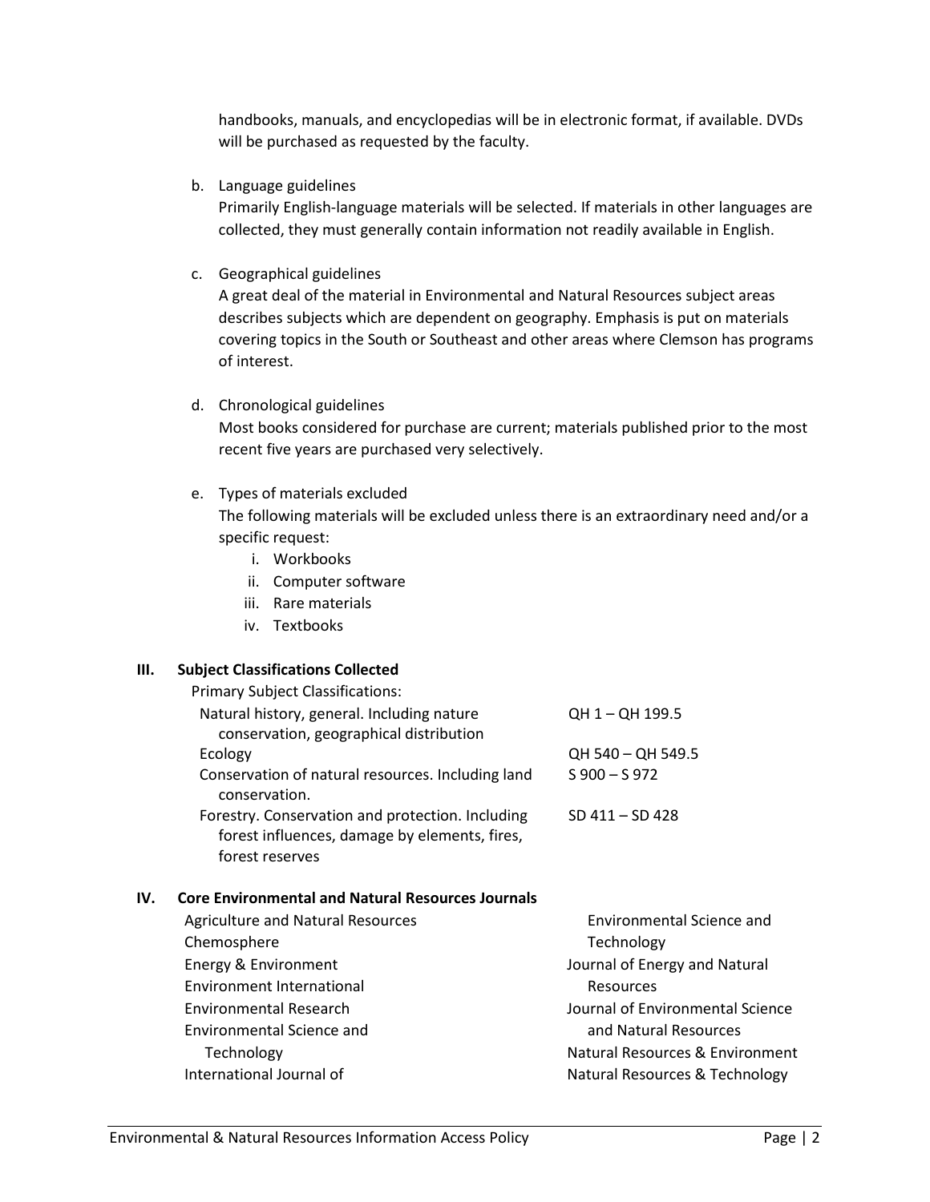handbooks, manuals, and encyclopedias will be in electronic format, if available. DVDs will be purchased as requested by the faculty.

b. Language guidelines
   Primarily English-language materials will be selected. If materials in other languages are collected, they must generally contain information not readily available in English.

c. Geographical guidelines
   A great deal of the material in Environmental and Natural Resources subject areas describes subjects which are dependent on geography. Emphasis is put on materials covering topics in the South or Southeast and other areas where Clemson has programs of interest.

d. Chronological guidelines
   Most books considered for purchase are current; materials published prior to the most recent five years are purchased very selectively.

e. Types of materials excluded
   The following materials will be excluded unless there is an extraordinary need and/or a specific request:
   i. Workbooks
   ii. Computer software
   iii. Rare materials
   iv. Textbooks

## III. Subject Classifications Collected

Primary Subject Classifications:

| Subject | Classification |
| --- | --- |
| Natural history, general. Including nature conservation, geographical distribution | QH 1 – QH 199.5 |
| Ecology | QH 540 – QH 549.5 |
| Conservation of natural resources. Including land conservation. | S 900 – S 972 |
| Forestry. Conservation and protection. Including forest influences, damage by elements, fires, forest reserves | SD 411 – SD 428 |

## IV. Core Environmental and Natural Resources Journals

- Agriculture and Natural Resources
- Chemosphere
- Energy & Environment
- Environment International
- Environmental Research
- Environmental Science and Technology
- International Journal of Environmental Science and Technology
- Journal of Energy and Natural Resources
- Journal of Environmental Science and Natural Resources
- Natural Resources & Environment
- Natural Resources & Technology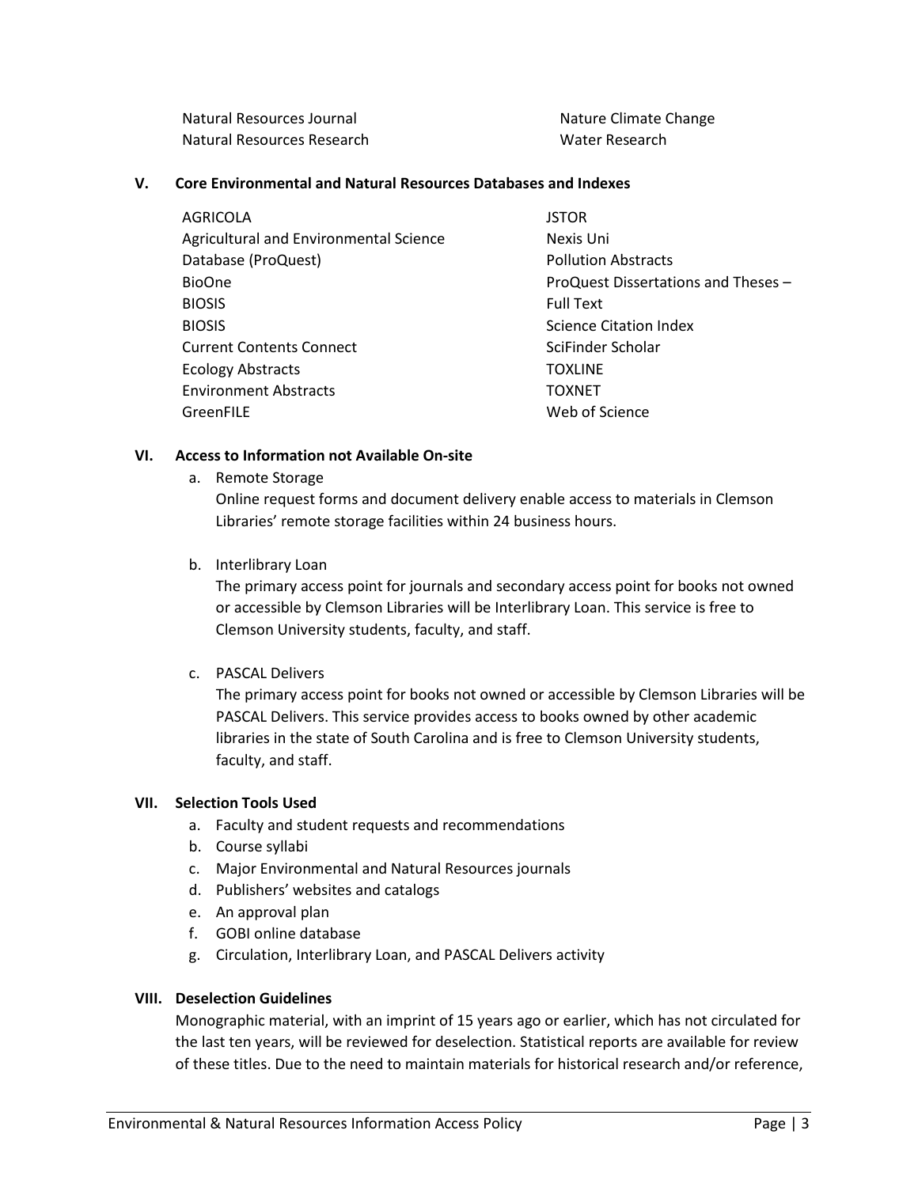- Natural Resources Journal
- Natural Resources Research
- Nature Climate Change
- Water Research

## V. Core Environmental and Natural Resources Databases and Indexes

- AGRICOLA
- Agricultural and Environmental Science Database (ProQuest)
- BioOne
- BIOSIS
- BIOSIS
- Current Contents Connect
- Ecology Abstracts
- Environment Abstracts
- GreenFILE
- JSTOR
- Nexis Uni
- Pollution Abstracts
- ProQuest Dissertations and Theses – Full Text
- Science Citation Index
- SciFinder Scholar
- TOXLINE
- TOXNET
- Web of Science

## VI. Access to Information not Available On-site

a. Remote Storage

Online request forms and document delivery enable access to materials in Clemson Libraries' remote storage facilities within 24 business hours.

b. Interlibrary Loan

The primary access point for journals and secondary access point for books not owned or accessible by Clemson Libraries will be Interlibrary Loan. This service is free to Clemson University students, faculty, and staff.

c. PASCAL Delivers

The primary access point for books not owned or accessible by Clemson Libraries will be PASCAL Delivers. This service provides access to books owned by other academic libraries in the state of South Carolina and is free to Clemson University students, faculty, and staff.

## VII. Selection Tools Used

a. Faculty and student requests and recommendations
b. Course syllabi
c. Major Environmental and Natural Resources journals
d. Publishers' websites and catalogs
e. An approval plan
f. GOBI online database
g. Circulation, Interlibrary Loan, and PASCAL Delivers activity

## VIII. Deselection Guidelines

Monographic material, with an imprint of 15 years ago or earlier, which has not circulated for the last ten years, will be reviewed for deselection. Statistical reports are available for review of these titles. Due to the need to maintain materials for historical research and/or reference,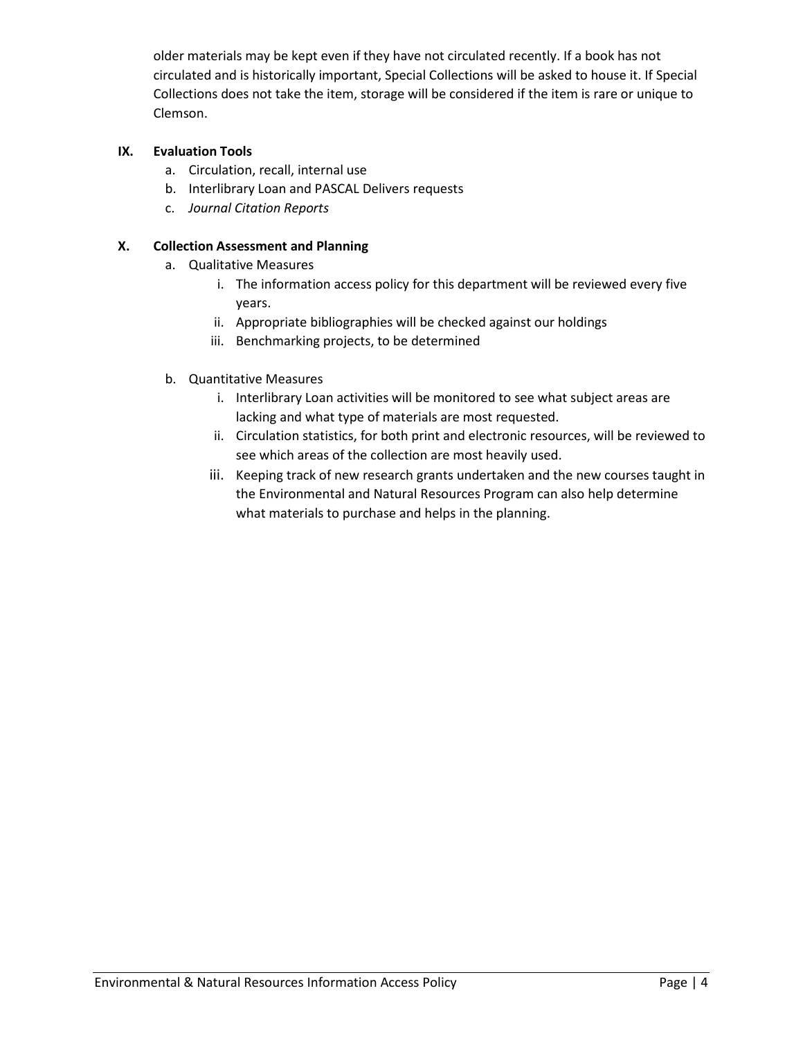older materials may be kept even if they have not circulated recently. If a book has not circulated and is historically important, Special Collections will be asked to house it. If Special Collections does not take the item, storage will be considered if the item is rare or unique to Clemson.

## IX. Evaluation Tools

a. Circulation, recall, internal use
b. Interlibrary Loan and PASCAL Delivers requests
c. *Journal Citation Reports*

## X. Collection Assessment and Planning

a. Qualitative Measures
   i. The information access policy for this department will be reviewed every five years.
   ii. Appropriate bibliographies will be checked against our holdings
   iii. Benchmarking projects, to be determined

b. Quantitative Measures
   i. Interlibrary Loan activities will be monitored to see what subject areas are lacking and what type of materials are most requested.
   ii. Circulation statistics, for both print and electronic resources, will be reviewed to see which areas of the collection are most heavily used.
   iii. Keeping track of new research grants undertaken and the new courses taught in the Environmental and Natural Resources Program can also help determine what materials to purchase and helps in the planning.